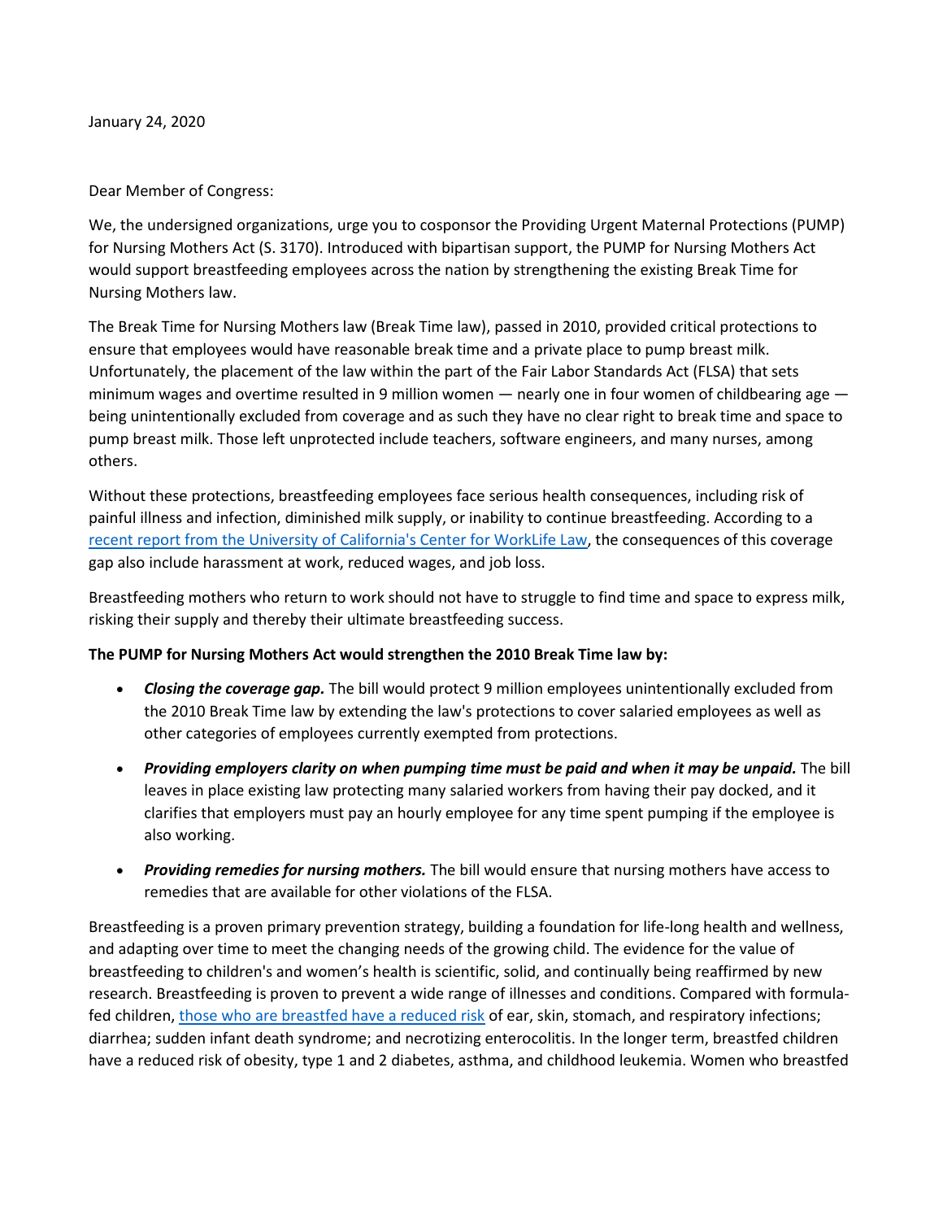January 24, 2020

Dear Member of Congress:

We, the undersigned organizations, urge you to cosponsor the Providing Urgent Maternal Protections (PUMP) for Nursing Mothers Act (S. 3170). Introduced with bipartisan support, the PUMP for Nursing Mothers Act would support breastfeeding employees across the nation by strengthening the existing Break Time for Nursing Mothers law.

The Break Time for Nursing Mothers law (Break Time law), passed in 2010, provided critical protections to ensure that employees would have reasonable break time and a private place to pump breast milk. Unfortunately, the placement of the law within the part of the Fair Labor Standards Act (FLSA) that sets minimum wages and overtime resulted in 9 million women — nearly one in four women of childbearing age — being unintentionally excluded from coverage and as such they have no clear right to break time and space to pump breast milk. Those left unprotected include teachers, software engineers, and many nurses, among others.

Without these protections, breastfeeding employees face serious health consequences, including risk of painful illness and infection, diminished milk supply, or inability to continue breastfeeding. According to a [recent report from the University of California's Center for WorkLife Law](), the consequences of this coverage gap also include harassment at work, reduced wages, and job loss.

Breastfeeding mothers who return to work should not have to struggle to find time and space to express milk, risking their supply and thereby their ultimate breastfeeding success.

**The PUMP for Nursing Mothers Act would strengthen the 2010 Break Time law by:**

- ***Closing the coverage gap.*** The bill would protect 9 million employees unintentionally excluded from the 2010 Break Time law by extending the law's protections to cover salaried employees as well as other categories of employees currently exempted from protections.
- ***Providing employers clarity on when pumping time must be paid and when it may be unpaid.*** The bill leaves in place existing law protecting many salaried workers from having their pay docked, and it clarifies that employers must pay an hourly employee for any time spent pumping if the employee is also working.
- ***Providing remedies for nursing mothers.*** The bill would ensure that nursing mothers have access to remedies that are available for other violations of the FLSA.

Breastfeeding is a proven primary prevention strategy, building a foundation for life-long health and wellness, and adapting over time to meet the changing needs of the growing child. The evidence for the value of breastfeeding to children's and women's health is scientific, solid, and continually being reaffirmed by new research. Breastfeeding is proven to prevent a wide range of illnesses and conditions. Compared with formula-fed children, [those who are breastfed have a reduced risk]() of ear, skin, stomach, and respiratory infections; diarrhea; sudden infant death syndrome; and necrotizing enterocolitis. In the longer term, breastfed children have a reduced risk of obesity, type 1 and 2 diabetes, asthma, and childhood leukemia. Women who breastfed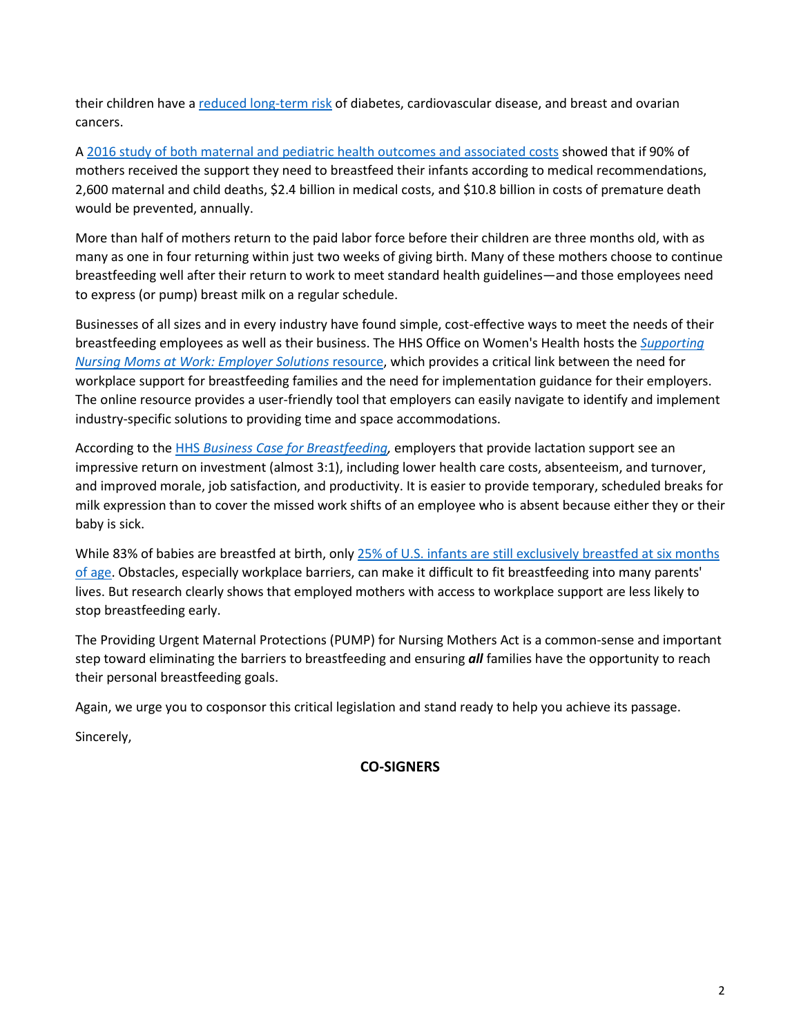their children have a reduced long-term risk of diabetes, cardiovascular disease, and breast and ovarian cancers.

A 2016 study of both maternal and pediatric health outcomes and associated costs showed that if 90% of mothers received the support they need to breastfeed their infants according to medical recommendations, 2,600 maternal and child deaths, $2.4 billion in medical costs, and $10.8 billion in costs of premature death would be prevented, annually.

More than half of mothers return to the paid labor force before their children are three months old, with as many as one in four returning within just two weeks of giving birth. Many of these mothers choose to continue breastfeeding well after their return to work to meet standard health guidelines—and those employees need to express (or pump) breast milk on a regular schedule.

Businesses of all sizes and in every industry have found simple, cost-effective ways to meet the needs of their breastfeeding employees as well as their business. The HHS Office on Women's Health hosts the *Supporting Nursing Moms at Work: Employer Solutions* resource, which provides a critical link between the need for workplace support for breastfeeding families and the need for implementation guidance for their employers. The online resource provides a user-friendly tool that employers can easily navigate to identify and implement industry-specific solutions to providing time and space accommodations.

According to the HHS *Business Case for Breastfeeding,* employers that provide lactation support see an impressive return on investment (almost 3:1), including lower health care costs, absenteeism, and turnover, and improved morale, job satisfaction, and productivity. It is easier to provide temporary, scheduled breaks for milk expression than to cover the missed work shifts of an employee who is absent because either they or their baby is sick.

While 83% of babies are breastfed at birth, only 25% of U.S. infants are still exclusively breastfed at six months of age. Obstacles, especially workplace barriers, can make it difficult to fit breastfeeding into many parents' lives. But research clearly shows that employed mothers with access to workplace support are less likely to stop breastfeeding early.

The Providing Urgent Maternal Protections (PUMP) for Nursing Mothers Act is a common-sense and important step toward eliminating the barriers to breastfeeding and ensuring ***all*** families have the opportunity to reach their personal breastfeeding goals.

Again, we urge you to cosponsor this critical legislation and stand ready to help you achieve its passage.

Sincerely,

**CO-SIGNERS**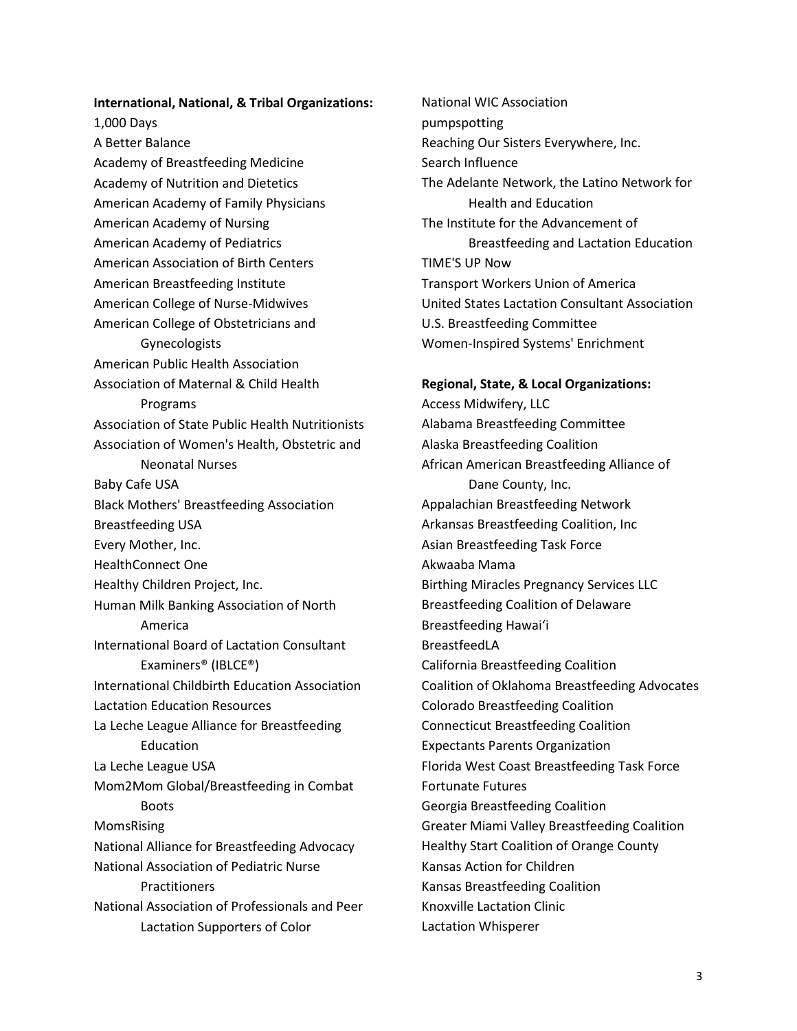**International, National, & Tribal Organizations:**

1,000 Days
A Better Balance
Academy of Breastfeeding Medicine
Academy of Nutrition and Dietetics
American Academy of Family Physicians
American Academy of Nursing
American Academy of Pediatrics
American Association of Birth Centers
American Breastfeeding Institute
American College of Nurse-Midwives
American College of Obstetricians and Gynecologists
American Public Health Association
Association of Maternal & Child Health Programs
Association of State Public Health Nutritionists
Association of Women's Health, Obstetric and Neonatal Nurses
Baby Cafe USA
Black Mothers' Breastfeeding Association
Breastfeeding USA
Every Mother, Inc.
HealthConnect One
Healthy Children Project, Inc.
Human Milk Banking Association of North America
International Board of Lactation Consultant Examiners® (IBLCE®)
International Childbirth Education Association
Lactation Education Resources
La Leche League Alliance for Breastfeeding Education
La Leche League USA
Mom2Mom Global/Breastfeeding in Combat Boots
MomsRising
National Alliance for Breastfeeding Advocacy
National Association of Pediatric Nurse Practitioners
National Association of Professionals and Peer Lactation Supporters of Color
National WIC Association
pumpspotting
Reaching Our Sisters Everywhere, Inc.
Search Influence
The Adelante Network, the Latino Network for Health and Education
The Institute for the Advancement of Breastfeeding and Lactation Education
TIME'S UP Now
Transport Workers Union of America
United States Lactation Consultant Association
U.S. Breastfeeding Committee
Women-Inspired Systems' Enrichment

**Regional, State, & Local Organizations:**

Access Midwifery, LLC
Alabama Breastfeeding Committee
Alaska Breastfeeding Coalition
African American Breastfeeding Alliance of Dane County, Inc.
Appalachian Breastfeeding Network
Arkansas Breastfeeding Coalition, Inc
Asian Breastfeeding Task Force
Akwaaba Mama
Birthing Miracles Pregnancy Services LLC
Breastfeeding Coalition of Delaware
Breastfeeding Hawaiʻi
BreastfeedLA
California Breastfeeding Coalition
Coalition of Oklahoma Breastfeeding Advocates
Colorado Breastfeeding Coalition
Connecticut Breastfeeding Coalition
Expectants Parents Organization
Florida West Coast Breastfeeding Task Force
Fortunate Futures
Georgia Breastfeeding Coalition
Greater Miami Valley Breastfeeding Coalition
Healthy Start Coalition of Orange County
Kansas Action for Children
Kansas Breastfeeding Coalition
Knoxville Lactation Clinic
Lactation Whisperer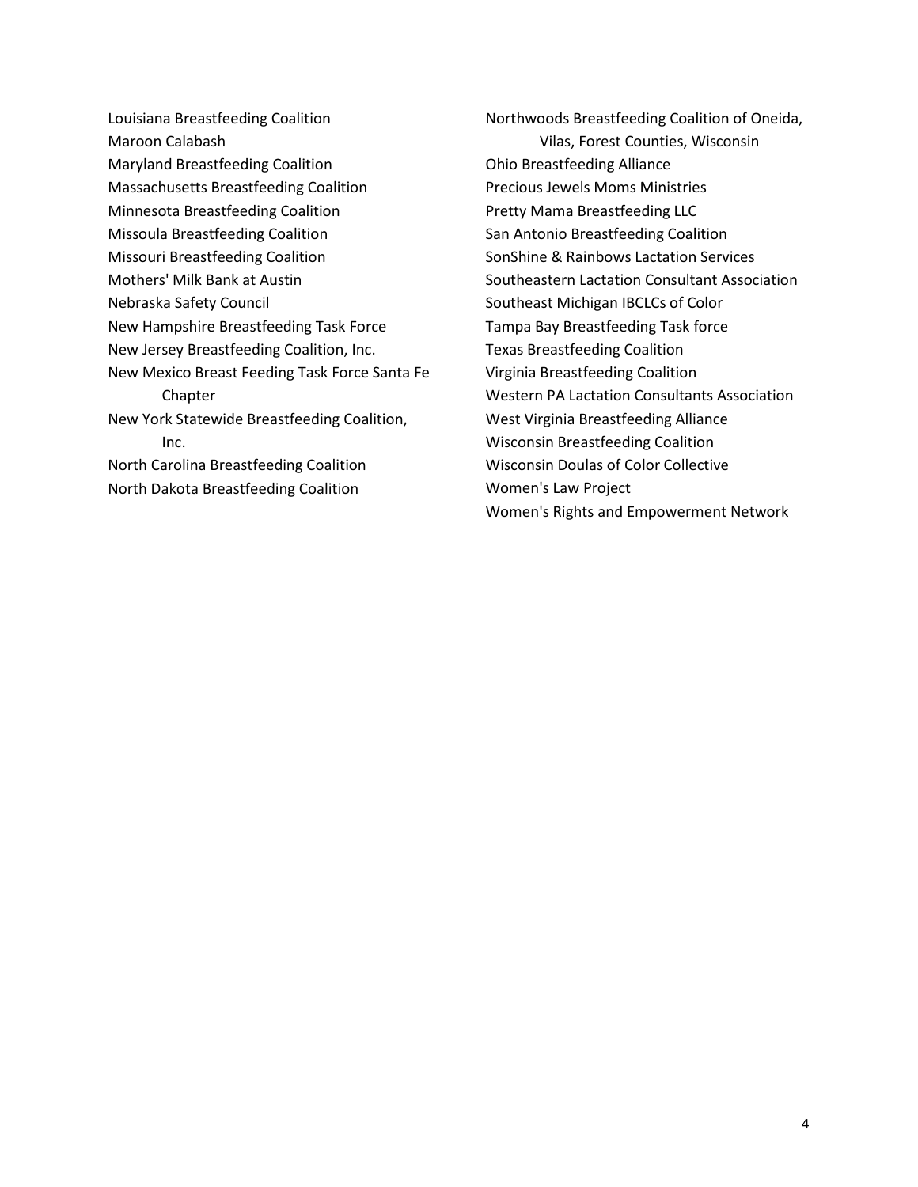Louisiana Breastfeeding Coalition
Maroon Calabash
Maryland Breastfeeding Coalition
Massachusetts Breastfeeding Coalition
Minnesota Breastfeeding Coalition
Missoula Breastfeeding Coalition
Missouri Breastfeeding Coalition
Mothers' Milk Bank at Austin
Nebraska Safety Council
New Hampshire Breastfeeding Task Force
New Jersey Breastfeeding Coalition, Inc.
New Mexico Breast Feeding Task Force Santa Fe Chapter
New York Statewide Breastfeeding Coalition, Inc.
North Carolina Breastfeeding Coalition
North Dakota Breastfeeding Coalition
Northwoods Breastfeeding Coalition of Oneida, Vilas, Forest Counties, Wisconsin
Ohio Breastfeeding Alliance
Precious Jewels Moms Ministries
Pretty Mama Breastfeeding LLC
San Antonio Breastfeeding Coalition
SonShine & Rainbows Lactation Services
Southeastern Lactation Consultant Association
Southeast Michigan IBCLCs of Color
Tampa Bay Breastfeeding Task force
Texas Breastfeeding Coalition
Virginia Breastfeeding Coalition
Western PA Lactation Consultants Association
West Virginia Breastfeeding Alliance
Wisconsin Breastfeeding Coalition
Wisconsin Doulas of Color Collective
Women's Law Project
Women's Rights and Empowerment Network